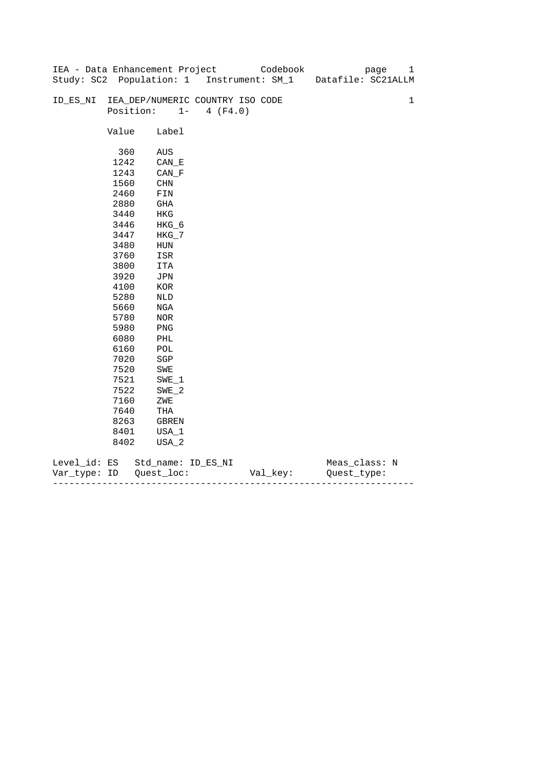IEA - Data Enhancement Project        Codebook
Study: SC2  Population: 1   Instrument: SM_1    Datafile: SC21ALLM

ID_ES_NI  IEA_DEP/NUMERIC COUNTRY ISO CODE    1
Position:    1-   4 (F4.0)

| Value | Label |
|---|---|
| 360 | AUS |
| 1242 | CAN_E |
| 1243 | CAN_F |
| 1560 | CHN |
| 2460 | FIN |
| 2880 | GHA |
| 3440 | HKG |
| 3446 | HKG_6 |
| 3447 | HKG_7 |
| 3480 | HUN |
| 3760 | ISR |
| 3800 | ITA |
| 3920 | JPN |
| 4100 | KOR |
| 5280 | NLD |
| 5660 | NGA |
| 5780 | NOR |
| 5980 | PNG |
| 6080 | PHL |
| 6160 | POL |
| 7020 | SGP |
| 7520 | SWE |
| 7521 | SWE_1 |
| 7522 | SWE_2 |
| 7160 | ZWE |
| 7640 | THA |
| 8263 | GBREN |
| 8401 | USA_1 |
| 8402 | USA_2 |

Level_id: ES   Std_name: ID_ES_NI   Meas_class: N
Var_type: ID   Quest_loc:   Val_key:   Quest_type:

---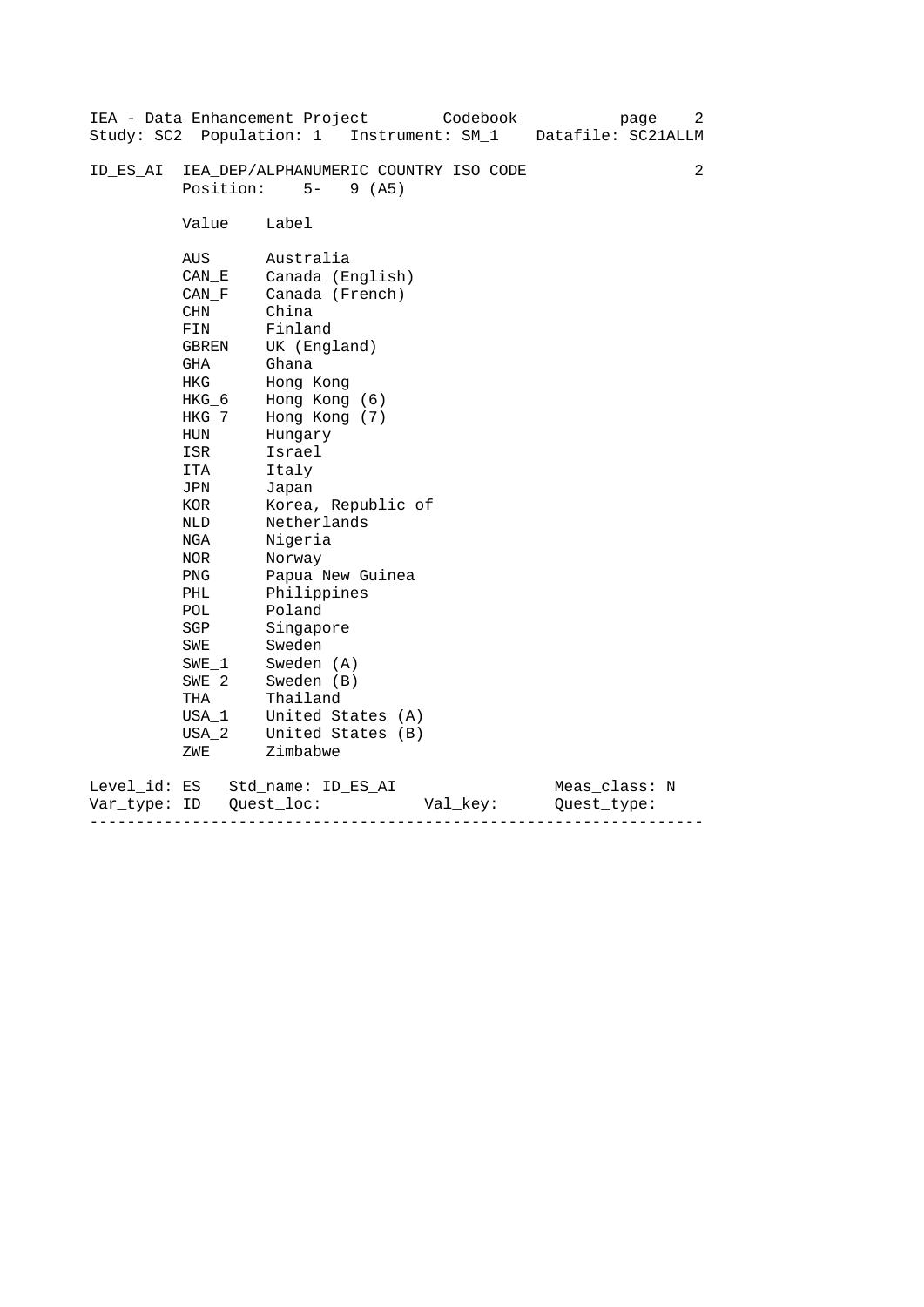ID_ES_AI IEA_DEP/ALPHANUMERIC COUNTRY ISO CODE 2

Position: 5- 9 (A5)

| Value | Label |
|---|---|
| AUS | Australia |
| CAN_E | Canada (English) |
| CAN_F | Canada (French) |
| CHN | China |
| FIN | Finland |
| GBREN | UK (England) |
| GHA | Ghana |
| HKG | Hong Kong |
| HKG_6 | Hong Kong (6) |
| HKG_7 | Hong Kong (7) |
| HUN | Hungary |
| ISR | Israel |
| ITA | Italy |
| JPN | Japan |
| KOR | Korea, Republic of |
| NLD | Netherlands |
| NGA | Nigeria |
| NOR | Norway |
| PNG | Papua New Guinea |
| PHL | Philippines |
| POL | Poland |
| SGP | Singapore |
| SWE | Sweden |
| SWE_1 | Sweden (A) |
| SWE_2 | Sweden (B) |
| THA | Thailand |
| USA_1 | United States (A) |
| USA_2 | United States (B) |
| ZWE | Zimbabwe |

Level_id: ES Std_name: ID_ES_AI Meas_class: N
Var_type: ID Quest_loc: Val_key: Quest_type:

---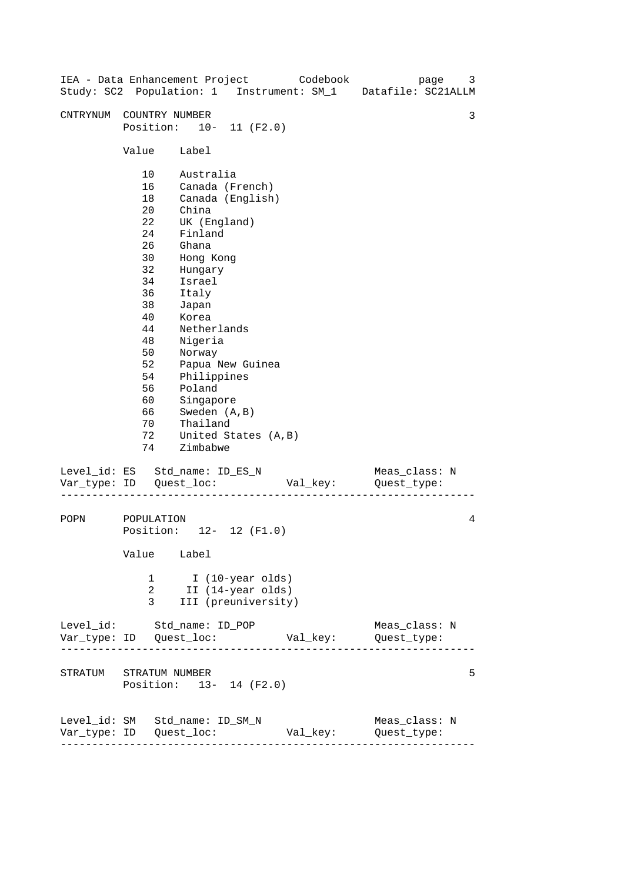## CNTRYNUM COUNTRY NUMBER

3

Position: 10- 11 (F2.0)

| Value | Label |
|---|---|
| 10 | Australia |
| 16 | Canada (French) |
| 18 | Canada (English) |
| 20 | China |
| 22 | UK (England) |
| 24 | Finland |
| 26 | Ghana |
| 30 | Hong Kong |
| 32 | Hungary |
| 34 | Israel |
| 36 | Italy |
| 38 | Japan |
| 40 | Korea |
| 44 | Netherlands |
| 48 | Nigeria |
| 50 | Norway |
| 52 | Papua New Guinea |
| 54 | Philippines |
| 56 | Poland |
| 60 | Singapore |
| 66 | Sweden (A,B) |
| 70 | Thailand |
| 72 | United States (A,B) |
| 74 | Zimbabwe |

Level_id: ES   Std_name: ID_ES_N   Meas_class: N
Var_type: ID   Quest_loc:   Val_key:   Quest_type:

---

## POPN POPULATION

4

Position: 12- 12 (F1.0)

| Value | Label |
|---|---|
| 1 | I (10-year olds) |
| 2 | II (14-year olds) |
| 3 | III (preuniversity) |

Level_id:   Std_name: ID_POP   Meas_class: N
Var_type: ID   Quest_loc:   Val_key:   Quest_type:

---

## STRATUM STRATUM NUMBER

5

Position: 13- 14 (F2.0)

Level_id: SM   Std_name: ID_SM_N   Meas_class: N
Var_type: ID   Quest_loc:   Val_key:   Quest_type:

---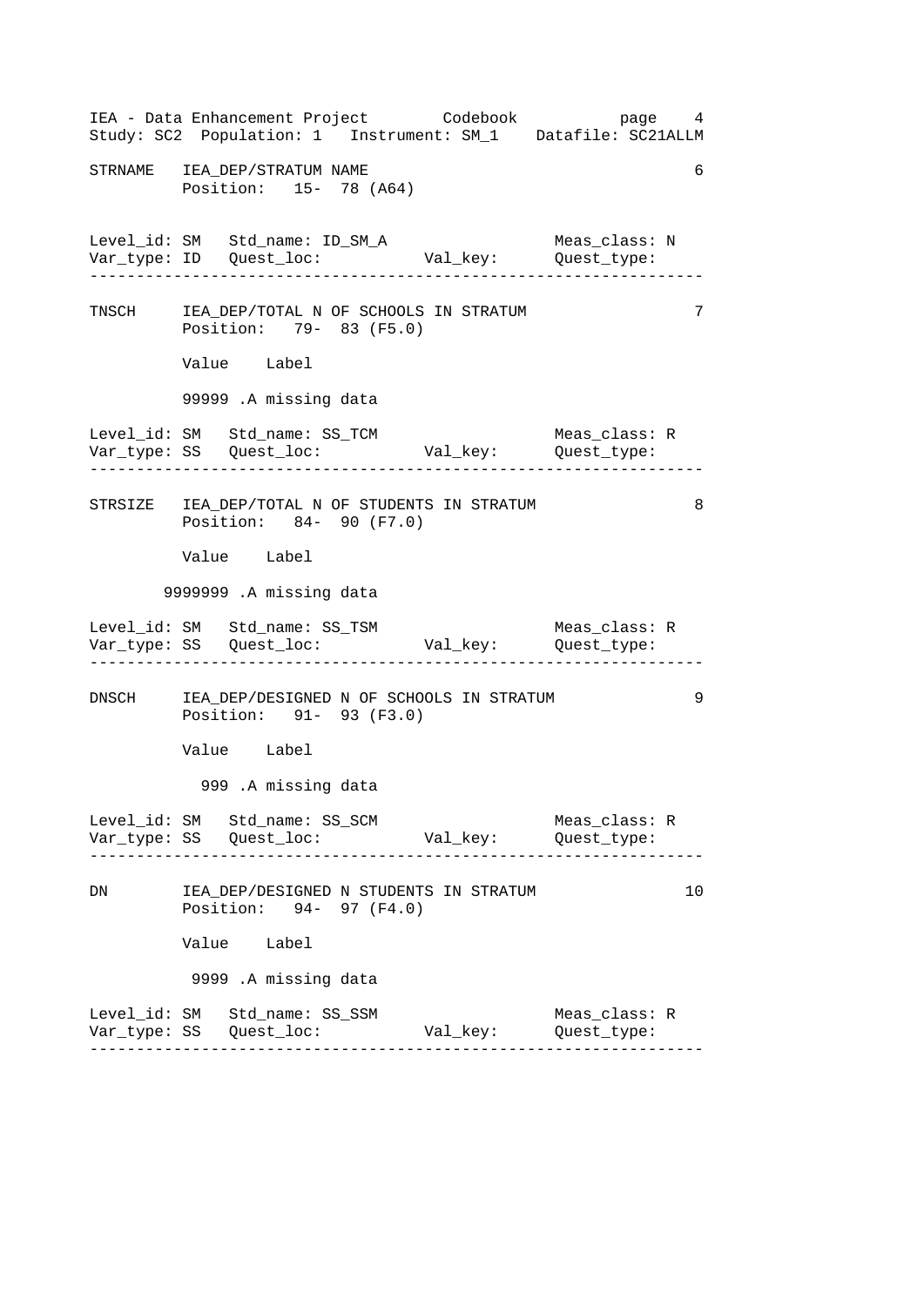```
STRNAME   IEA_DEP/STRATUM NAME                                          6
          Position:   15- 78 (A64)


Level_id: SM   Std_name: ID_SM_A                      Meas_class: N
Var_type: ID   Quest_loc:           Val_key:          Quest_type:
-----------------------------------------------------------------

TNSCH     IEA_DEP/TOTAL N OF SCHOOLS IN STRATUM                         7
          Position:   79- 83 (F5.0)

          Value    Label

          99999 .A missing data

Level_id: SM   Std_name: SS_TCM                       Meas_class: R
Var_type: SS   Quest_loc:           Val_key:          Quest_type:
-----------------------------------------------------------------

STRSIZE   IEA_DEP/TOTAL N OF STUDENTS IN STRATUM                        8
          Position:   84- 90 (F7.0)

          Value    Label

        9999999 .A missing data

Level_id: SM   Std_name: SS_TSM                       Meas_class: R
Var_type: SS   Quest_loc:           Val_key:          Quest_type:
-----------------------------------------------------------------

DNSCH     IEA_DEP/DESIGNED N OF SCHOOLS IN STRATUM                      9
          Position:   91- 93 (F3.0)

          Value    Label

            999 .A missing data

Level_id: SM   Std_name: SS_SCM                       Meas_class: R
Var_type: SS   Quest_loc:           Val_key:          Quest_type:
-----------------------------------------------------------------

DN        IEA_DEP/DESIGNED N STUDENTS IN STRATUM                       10
          Position:   94- 97 (F4.0)

          Value    Label

           9999 .A missing data

Level_id: SM   Std_name: SS_SSM                       Meas_class: R
Var_type: SS   Quest_loc:           Val_key:          Quest_type:
-----------------------------------------------------------------
```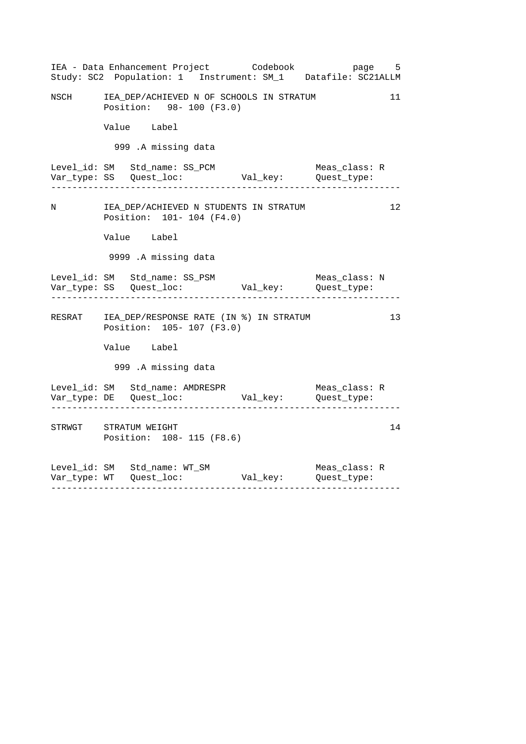```
NSCH      IEA_DEP/ACHIEVED N OF SCHOOLS IN STRATUM              11
          Position:   98- 100 (F3.0)

          Value    Label

            999 .A missing data

Level_id: SM   Std_name: SS_PCM                     Meas_class: R
Var_type: SS   Quest_loc:           Val_key:      Quest_type:
-----------------------------------------------------------------

N         IEA_DEP/ACHIEVED N STUDENTS IN STRATUM                12
          Position:  101- 104 (F4.0)

          Value    Label

           9999 .A missing data

Level_id: SM   Std_name: SS_PSM                     Meas_class: N
Var_type: SS   Quest_loc:           Val_key:      Quest_type:
-----------------------------------------------------------------

RESRAT    IEA_DEP/RESPONSE RATE (IN %) IN STRATUM               13
          Position:  105- 107 (F3.0)

          Value    Label

            999 .A missing data

Level_id: SM   Std_name: AMDRESPR                   Meas_class: R
Var_type: DE   Quest_loc:           Val_key:      Quest_type:
-----------------------------------------------------------------

STRWGT    STRATUM WEIGHT                                        14
          Position:  108- 115 (F8.6)

Level_id: SM   Std_name: WT_SM                      Meas_class: R
Var_type: WT   Quest_loc:           Val_key:      Quest_type:
-----------------------------------------------------------------
```